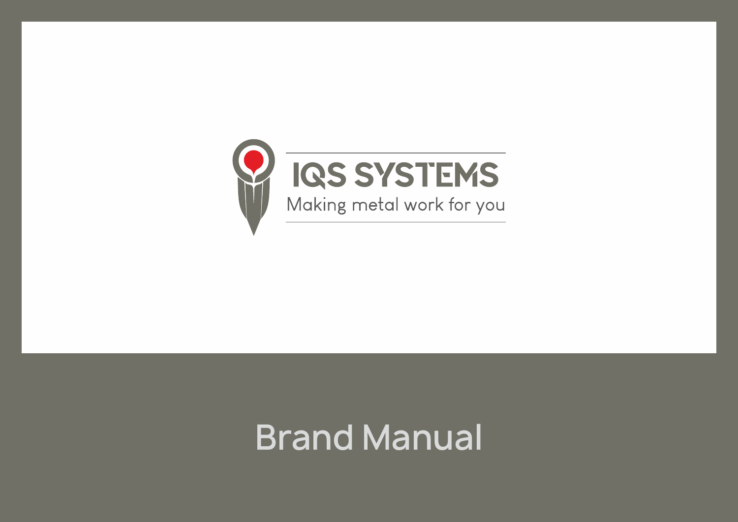IQS SYSTEMS

Making metal work for you

# Brand Manual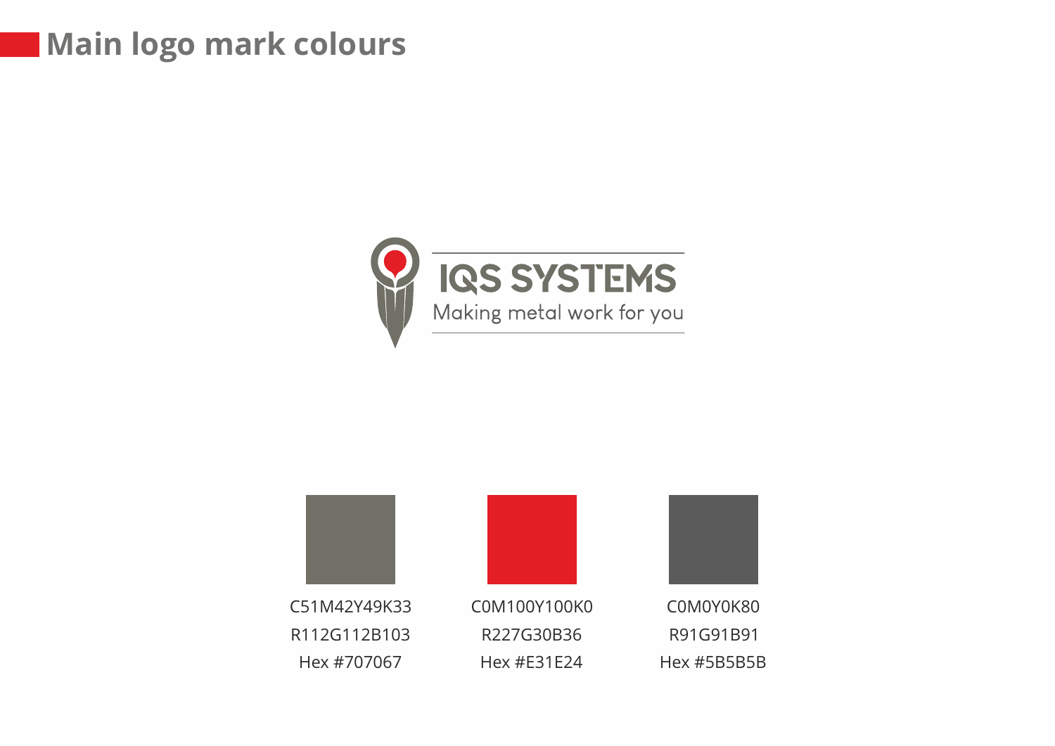# Main logo mark colours

IQS SYSTEMS

Making metal work for you

| | | |
|---|---|---|
| C51M42Y49K33 | C0M100Y100K0 | C0M0Y0K80 |
| R112G112B103 | R227G30B36 | R91G91B91 |
| Hex #707067 | Hex #E31E24 | Hex #5B5B5B |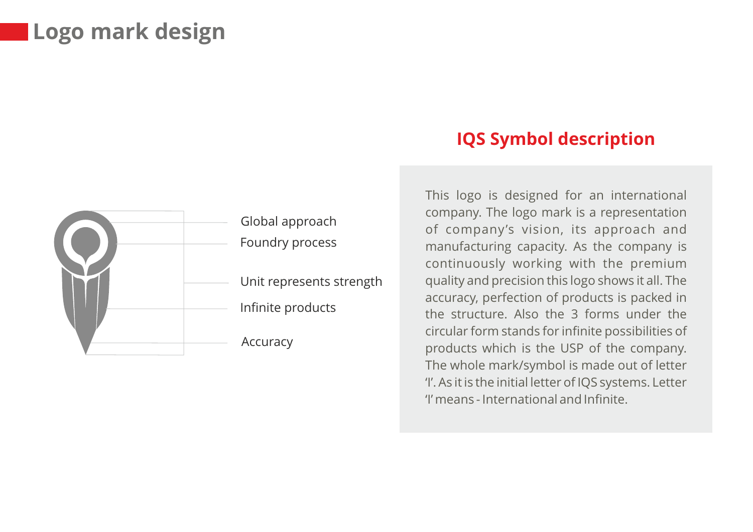# Logo mark design

Global approach

Foundry process

Unit represents strength

Infinite products

Accuracy

## IQS Symbol description

This logo is designed for an international company. The logo mark is a representation of company's vision, its approach and manufacturing capacity. As the company is continuously working with the premium quality and precision this logo shows it all. The accuracy, perfection of products is packed in the structure. Also the 3 forms under the circular form stands for infinite possibilities of products which is the USP of the company. The whole mark/symbol is made out of letter 'I'. As it is the initial letter of IQS systems. Letter 'I' means - International and Infinite.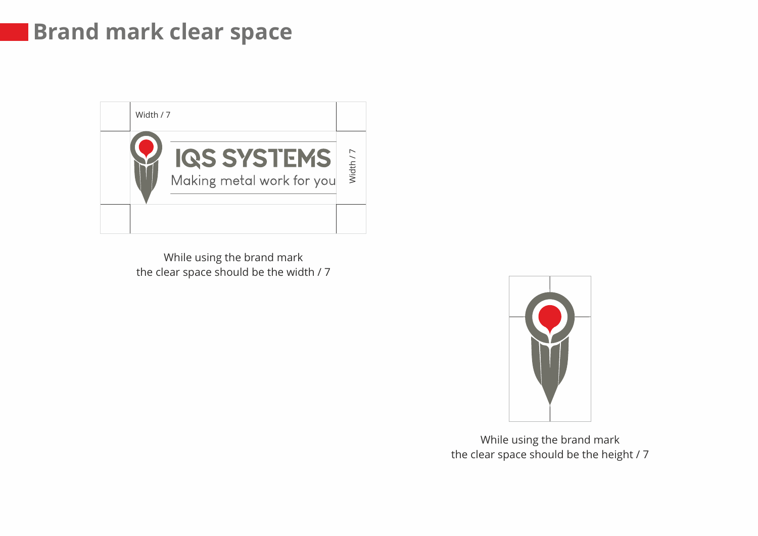# Brand mark clear space

Width / 7

IQS SYSTEMS

Making metal work for you

Width / 7

While using the brand mark
the clear space should be the width / 7

While using the brand mark
the clear space should be the height / 7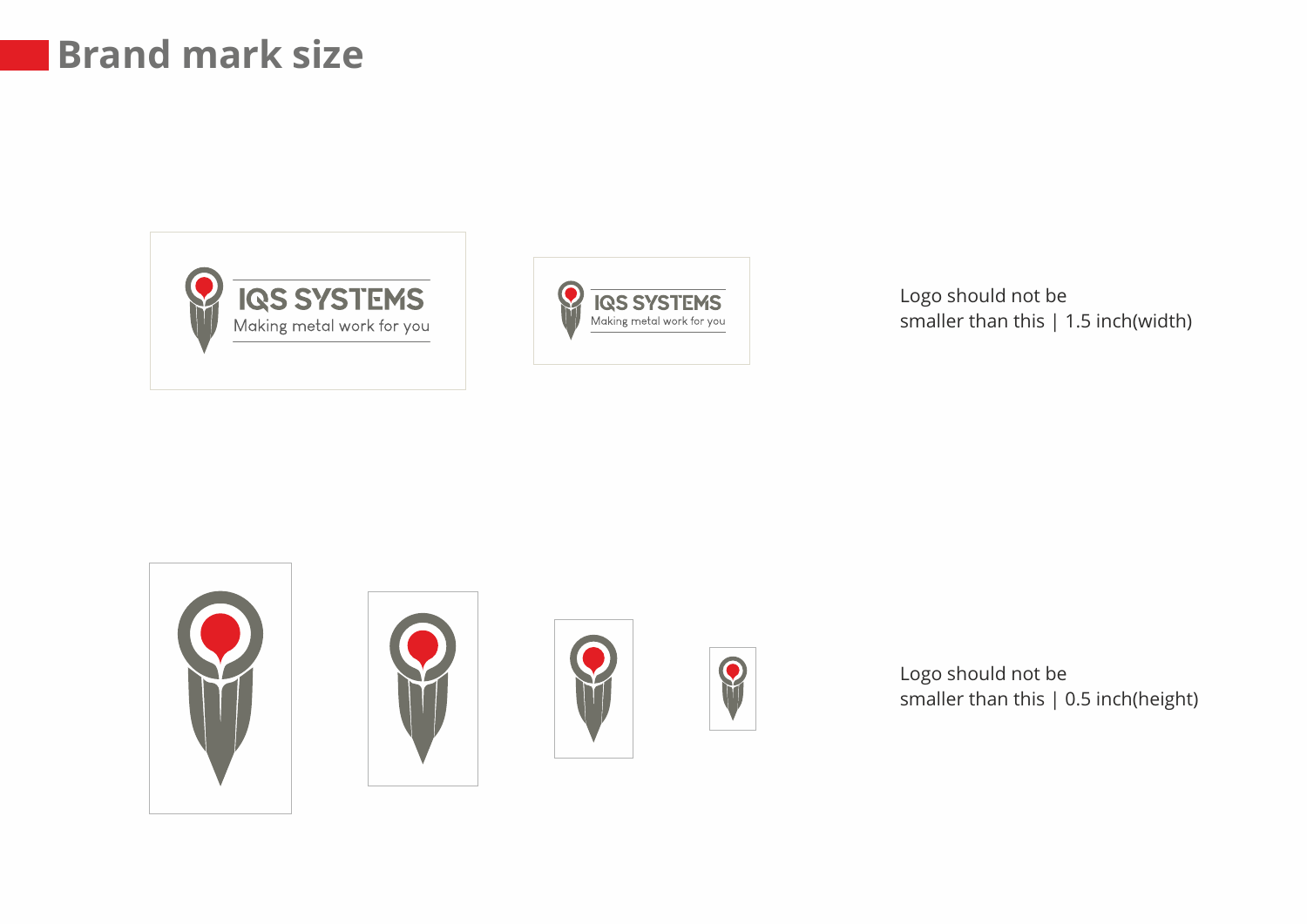# Brand mark size

Logo should not be smaller than this | 1.5 inch(width)

Logo should not be smaller than this | 0.5 inch(height)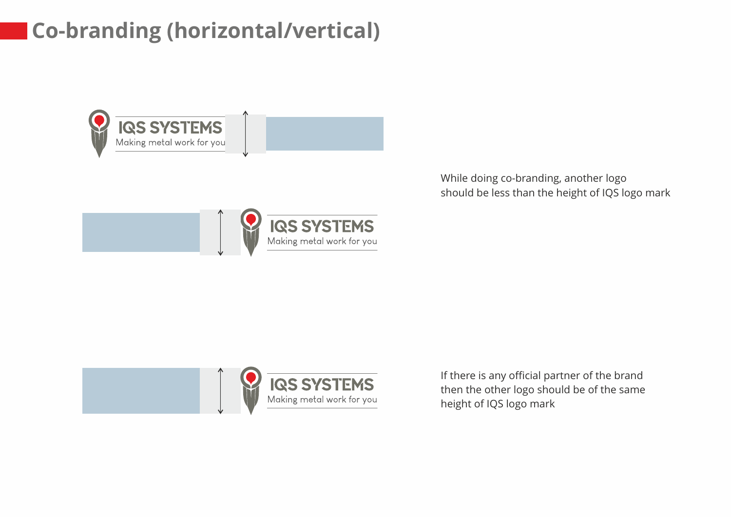# Co-branding (horizontal/vertical)

While doing co-branding, another logo should be less than the height of IQS logo mark

If there is any official partner of the brand then the other logo should be of the same height of IQS logo mark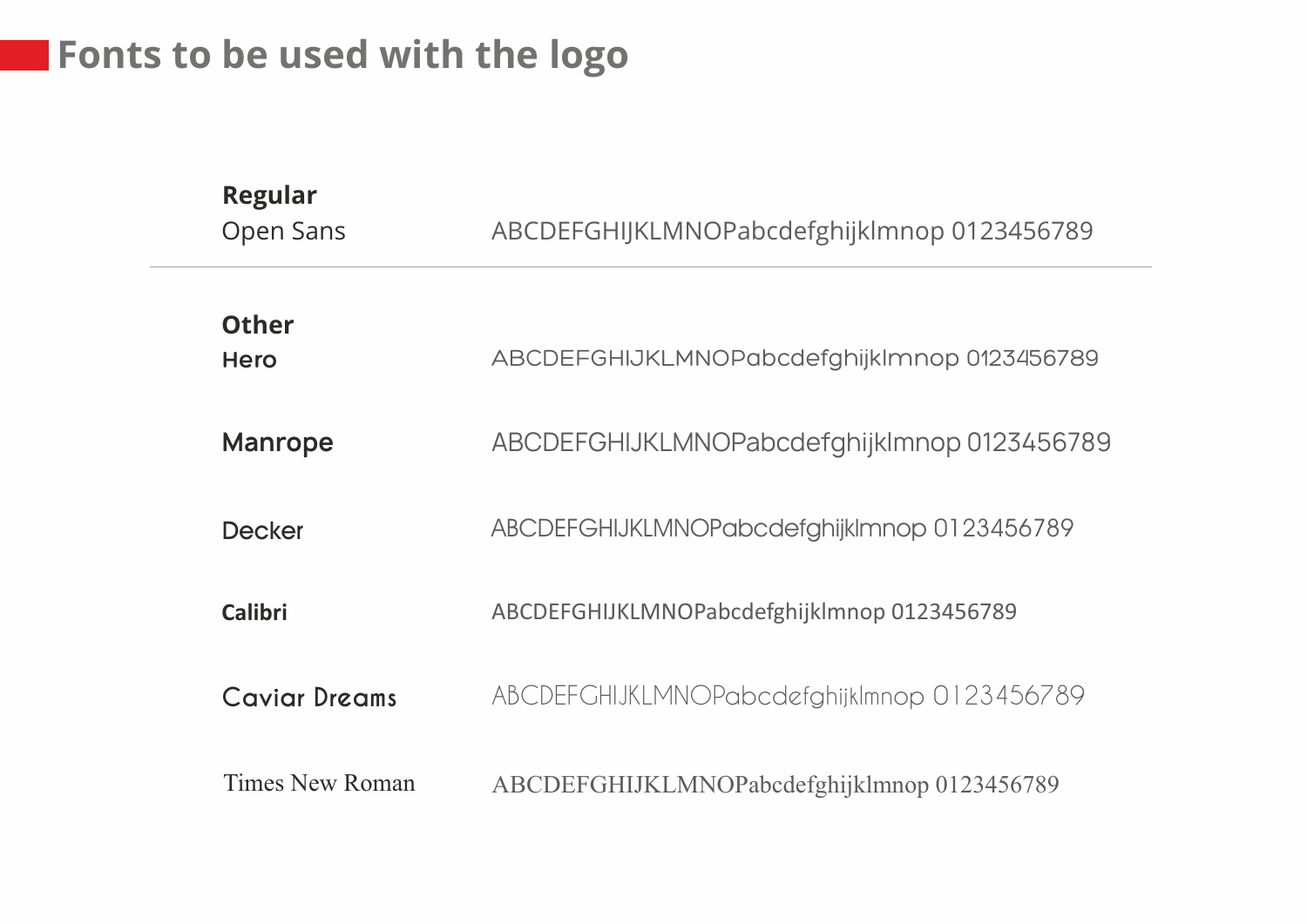# Fonts to be used with the logo

**Regular**

| | |
|---|---|
| Open Sans | ABCDEFGHIJKLMNOPabcdefghijklmnop 0123456789 |

**Other**

| | |
|---|---|
| Hero | ABCDEFGHIJKLMNOPabcdefghijklmnop 0123456789 |
| Manrope | ABCDEFGHIJKLMNOPabcdefghijklmnop 0123456789 |
| Decker | ABCDEFGHIJKLMNOPabcdefghijklmnop 0123456789 |
| Calibri | ABCDEFGHIJKLMNOPabcdefghijklmnop 0123456789 |
| Caviar Dreams | ABCDEFGHIJKLMNOPabcdefghijklmnop 0123456789 |
| Times New Roman | ABCDEFGHIJKLMNOPabcdefghijklmnop 0123456789 |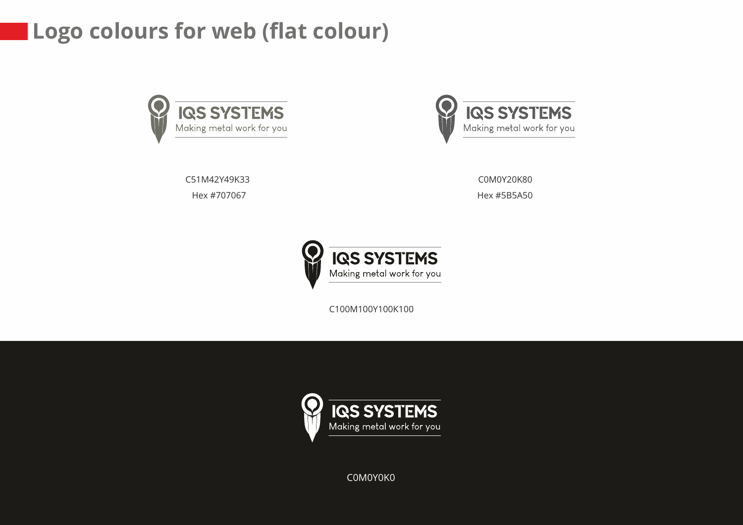# Logo colours for web (flat colour)

IQS SYSTEMS
Making metal work for you

C51M42Y49K33

Hex #707067

IQS SYSTEMS
Making metal work for you

C0M0Y20K80

Hex #5B5A50

IQS SYSTEMS
Making metal work for you

C100M100Y100K100

IQS SYSTEMS
Making metal work for you

C0M0Y0K0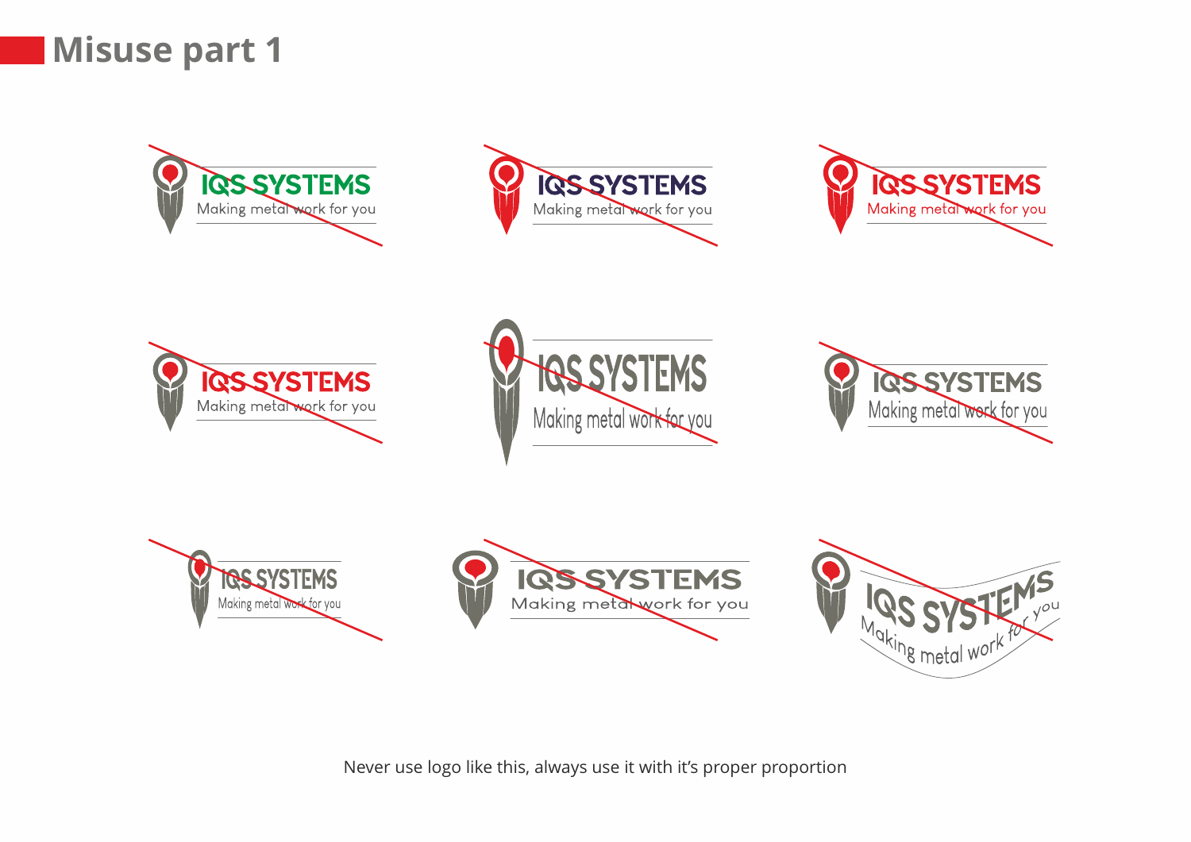# Misuse part 1

Never use logo like this, always use it with it's proper proportion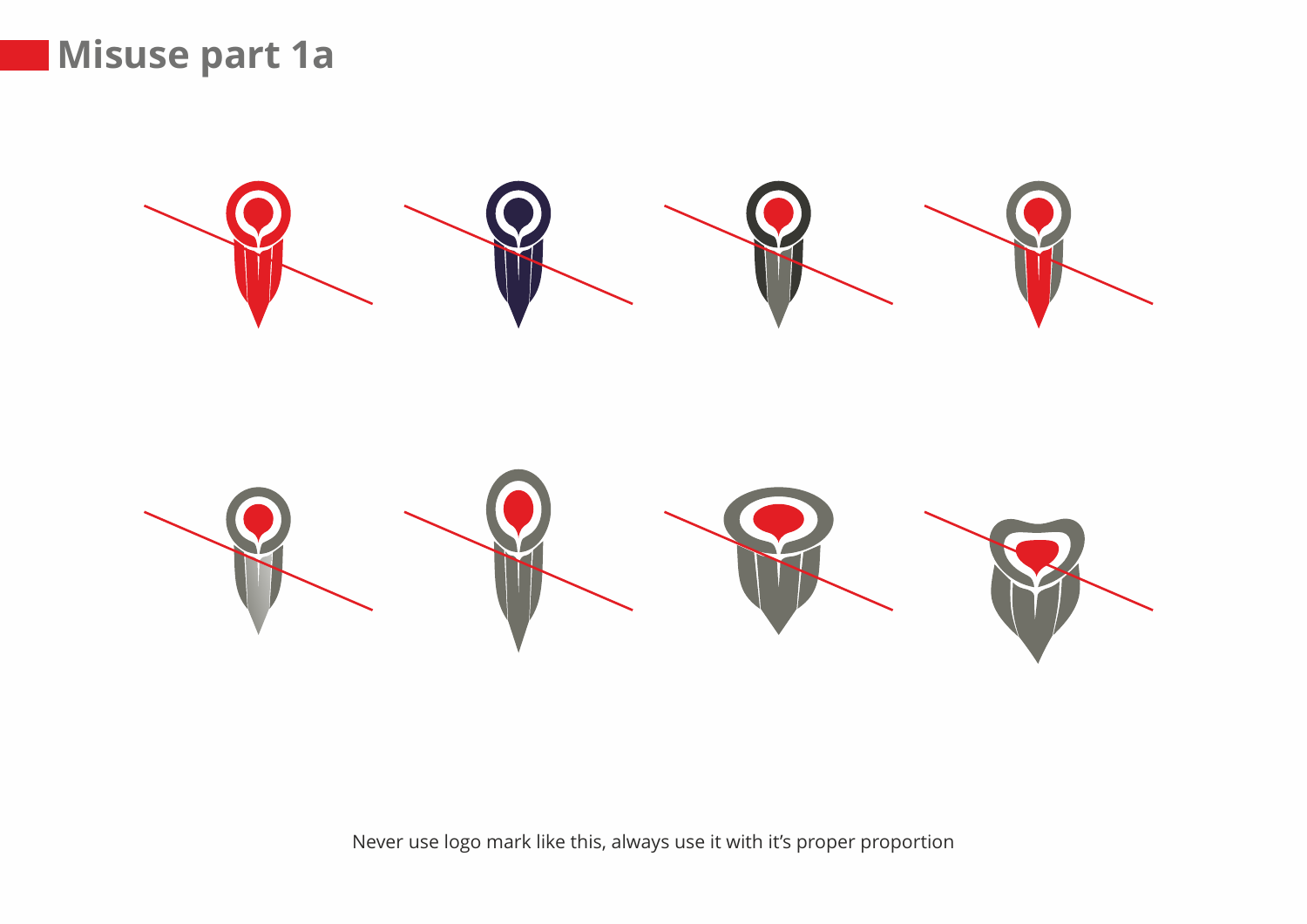# Misuse part 1a

Never use logo mark like this, always use it with it’s proper proportion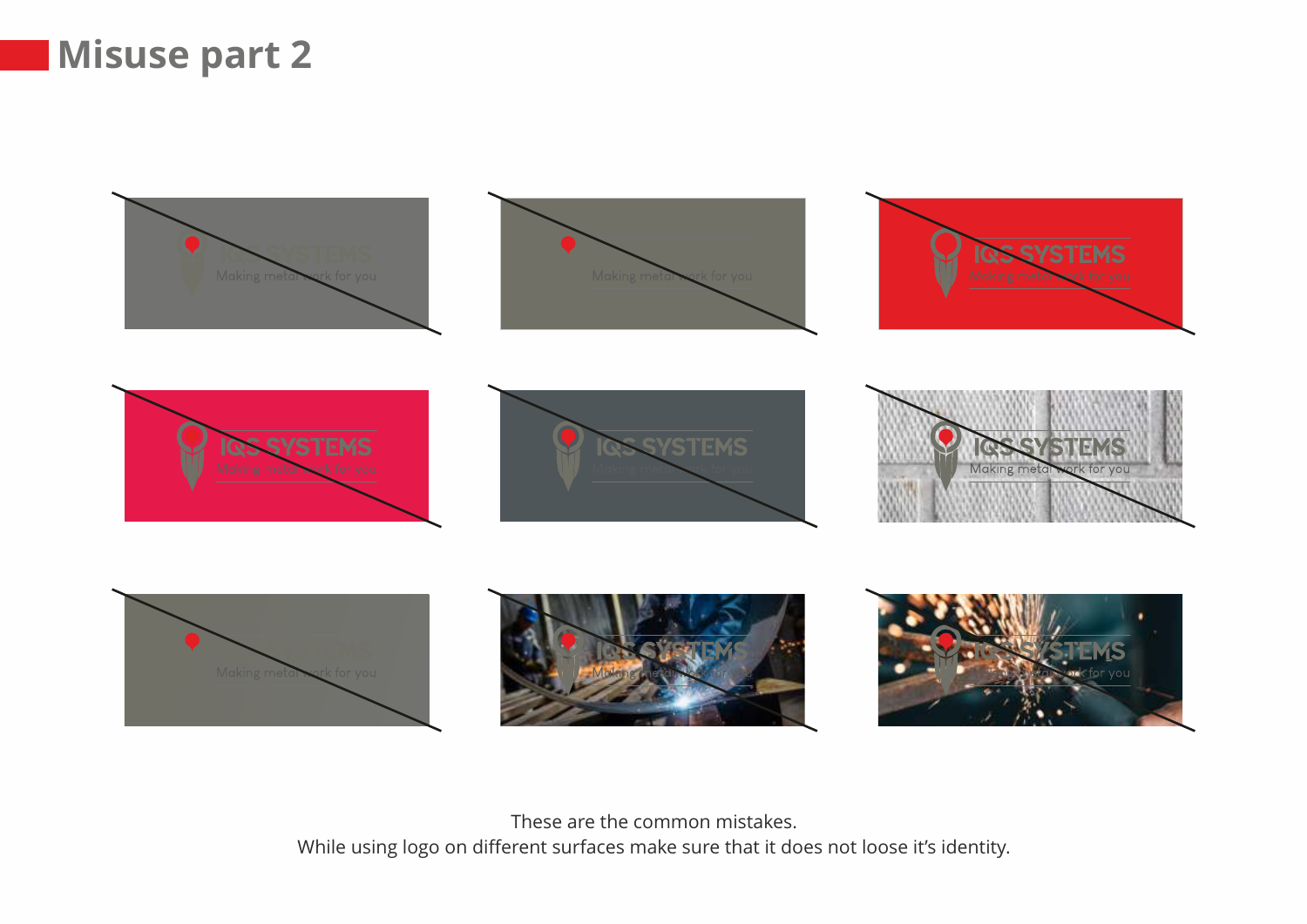# Misuse part 2

These are the common mistakes.
While using logo on different surfaces make sure that it does not loose it's identity.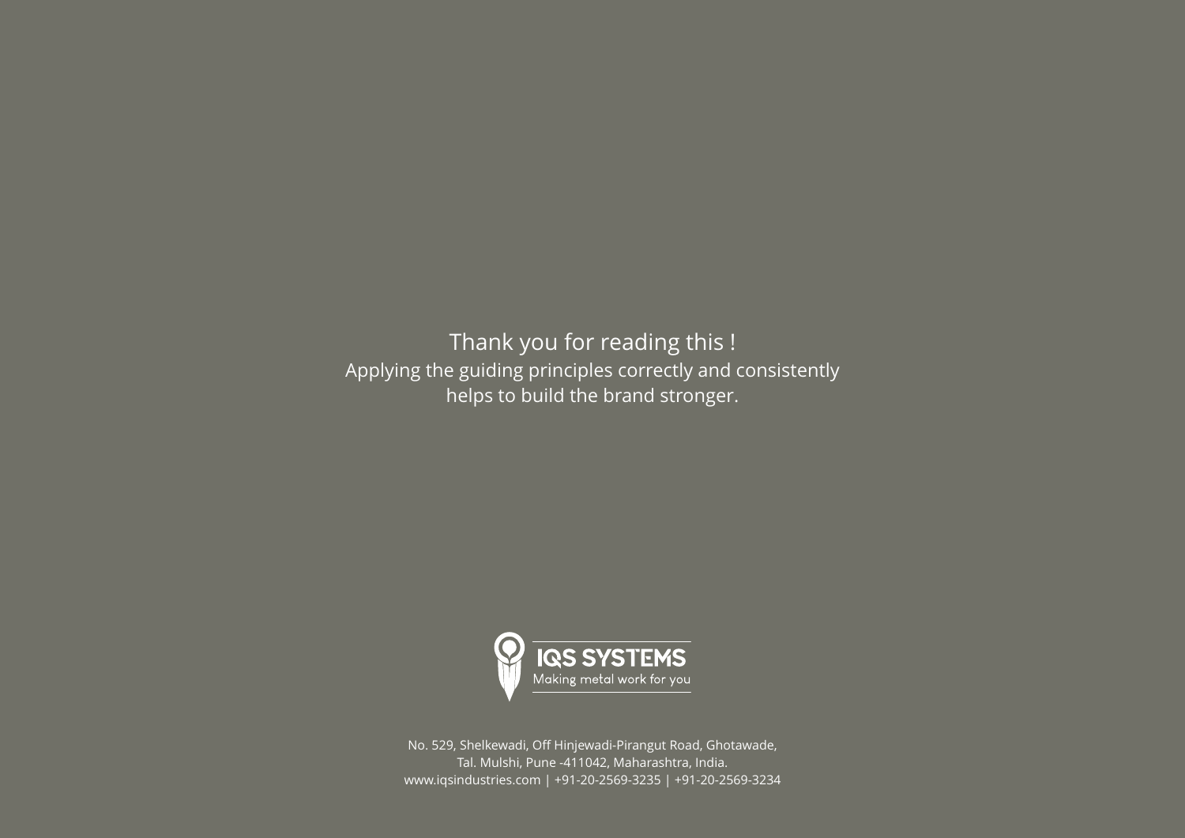Thank you for reading this !
Applying the guiding principles correctly and consistently
helps to build the brand stronger.

IQS SYSTEMS
Making metal work for you

No. 529, Shelkewadi, Off Hinjewadi-Pirangut Road, Ghotawade,
Tal. Mulshi, Pune -411042, Maharashtra, India.
www.iqsindustries.com | +91-20-2569-3235 | +91-20-2569-3234